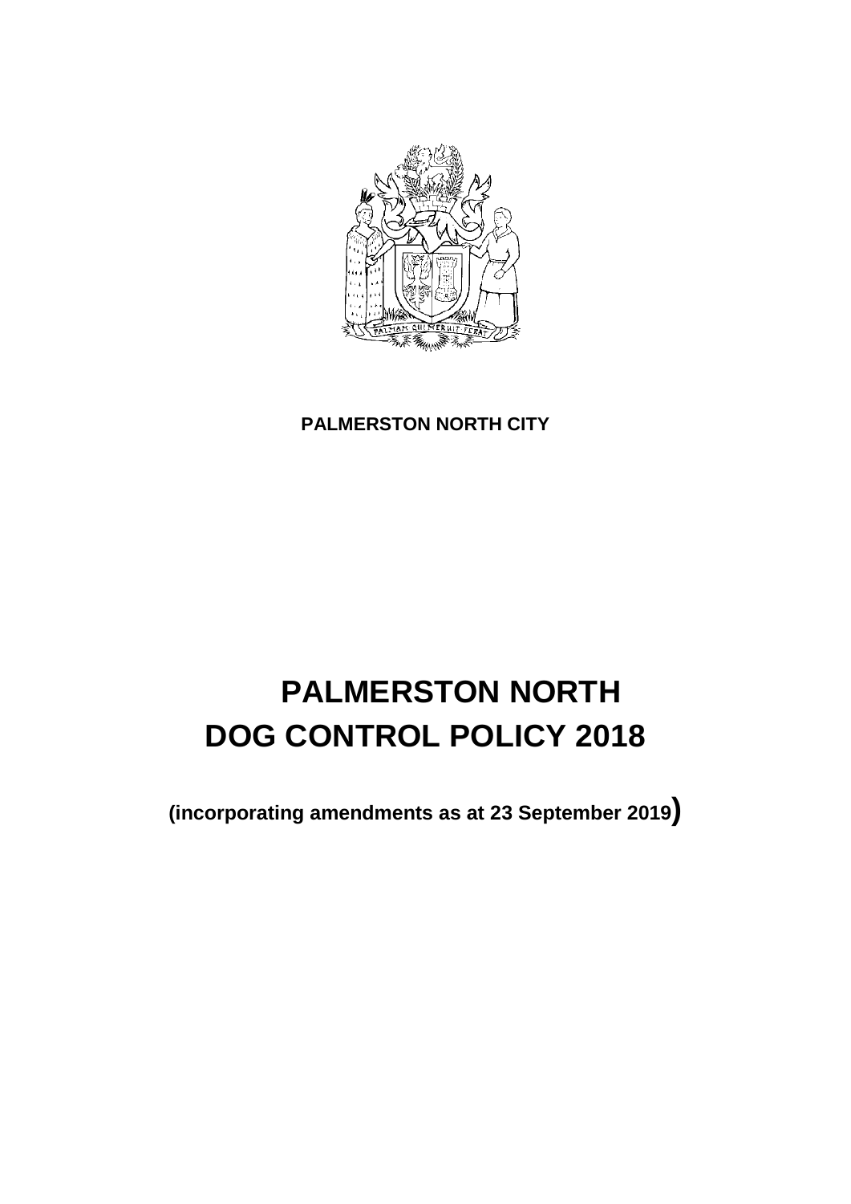**PALMERSTON NORTH CITY**

# PALMERSTON NORTH DOG CONTROL POLICY 2018

**(incorporating amendments as at 23 September 2019)**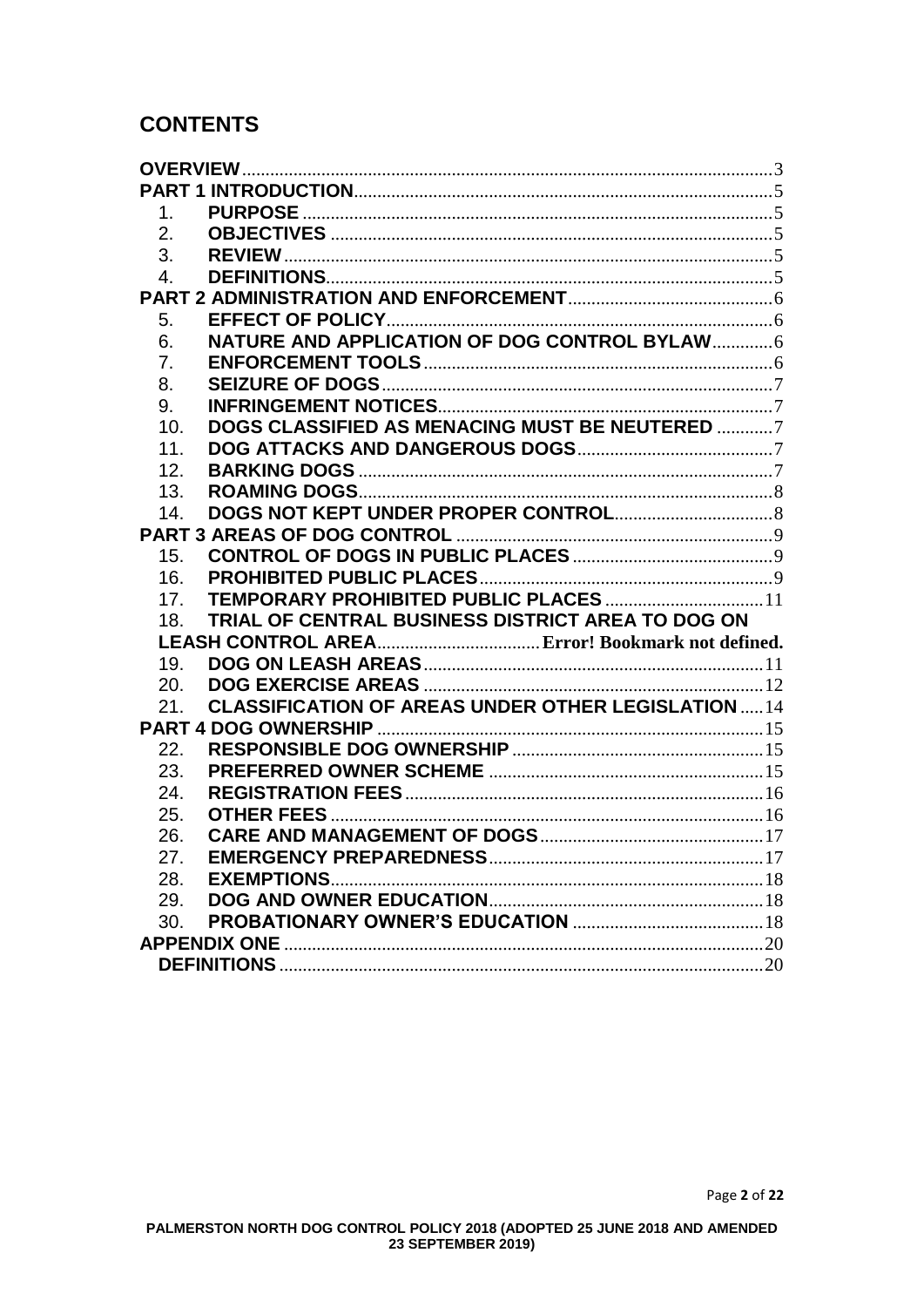## CONTENTS

**OVERVIEW** ........ 3

**PART 1 INTRODUCTION** ........ 5

1. **PURPOSE** ........ 5
2. **OBJECTIVES** ........ 5
3. **REVIEW** ........ 5
4. **DEFINITIONS** ........ 5

**PART 2 ADMINISTRATION AND ENFORCEMENT** ........ 6

5. **EFFECT OF POLICY** ........ 6
6. **NATURE AND APPLICATION OF DOG CONTROL BYLAW** ........ 6
7. **ENFORCEMENT TOOLS** ........ 6
8. **SEIZURE OF DOGS** ........ 7
9. **INFRINGEMENT NOTICES** ........ 7
10. **DOGS CLASSIFIED AS MENACING MUST BE NEUTERED** ........ 7
11. **DOG ATTACKS AND DANGEROUS DOGS** ........ 7
12. **BARKING DOGS** ........ 7
13. **ROAMING DOGS** ........ 8
14. **DOGS NOT KEPT UNDER PROPER CONTROL** ........ 8

**PART 3 AREAS OF DOG CONTROL** ........ 9

15. **CONTROL OF DOGS IN PUBLIC PLACES** ........ 9
16. **PROHIBITED PUBLIC PLACES** ........ 9
17. **TEMPORARY PROHIBITED PUBLIC PLACES** ........ 11
18. **TRIAL OF CENTRAL BUSINESS DISTRICT AREA TO DOG ON LEASH CONTROL AREA** ........ **Error! Bookmark not defined.**
19. **DOG ON LEASH AREAS** ........ 11
20. **DOG EXERCISE AREAS** ........ 12
21. **CLASSIFICATION OF AREAS UNDER OTHER LEGISLATION** ........ 14

**PART 4 DOG OWNERSHIP** ........ 15

22. **RESPONSIBLE DOG OWNERSHIP** ........ 15
23. **PREFERRED OWNER SCHEME** ........ 15
24. **REGISTRATION FEES** ........ 16
25. **OTHER FEES** ........ 16
26. **CARE AND MANAGEMENT OF DOGS** ........ 17
27. **EMERGENCY PREPAREDNESS** ........ 17
28. **EXEMPTIONS** ........ 18
29. **DOG AND OWNER EDUCATION** ........ 18
30. **PROBATIONARY OWNER'S EDUCATION** ........ 18

**APPENDIX ONE** ........ 20

**DEFINITIONS** ........ 20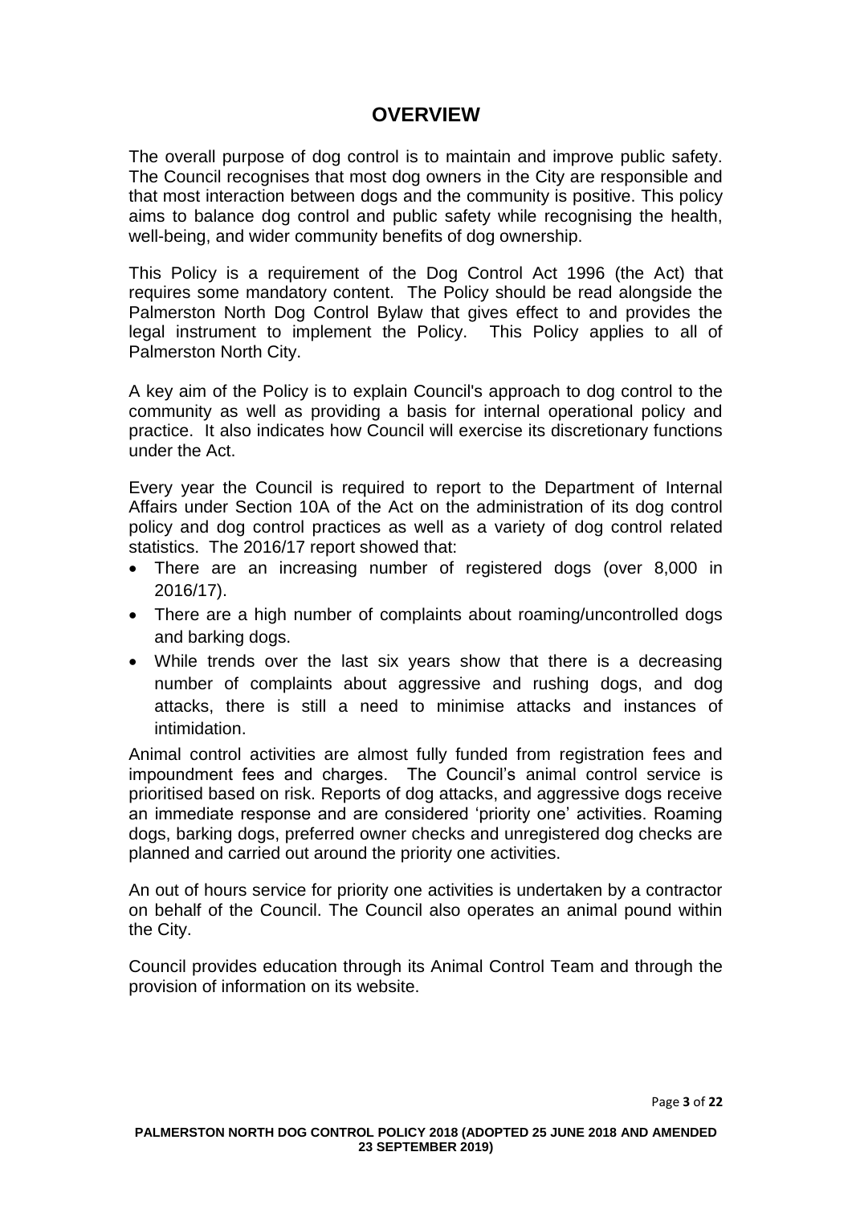# OVERVIEW

The overall purpose of dog control is to maintain and improve public safety. The Council recognises that most dog owners in the City are responsible and that most interaction between dogs and the community is positive. This policy aims to balance dog control and public safety while recognising the health, well-being, and wider community benefits of dog ownership.

This Policy is a requirement of the Dog Control Act 1996 (the Act) that requires some mandatory content. The Policy should be read alongside the Palmerston North Dog Control Bylaw that gives effect to and provides the legal instrument to implement the Policy. This Policy applies to all of Palmerston North City.

A key aim of the Policy is to explain Council's approach to dog control to the community as well as providing a basis for internal operational policy and practice. It also indicates how Council will exercise its discretionary functions under the Act.

Every year the Council is required to report to the Department of Internal Affairs under Section 10A of the Act on the administration of its dog control policy and dog control practices as well as a variety of dog control related statistics. The 2016/17 report showed that:

- There are an increasing number of registered dogs (over 8,000 in 2016/17).
- There are a high number of complaints about roaming/uncontrolled dogs and barking dogs.
- While trends over the last six years show that there is a decreasing number of complaints about aggressive and rushing dogs, and dog attacks, there is still a need to minimise attacks and instances of intimidation.

Animal control activities are almost fully funded from registration fees and impoundment fees and charges. The Council's animal control service is prioritised based on risk. Reports of dog attacks, and aggressive dogs receive an immediate response and are considered 'priority one' activities. Roaming dogs, barking dogs, preferred owner checks and unregistered dog checks are planned and carried out around the priority one activities.

An out of hours service for priority one activities is undertaken by a contractor on behalf of the Council. The Council also operates an animal pound within the City.

Council provides education through its Animal Control Team and through the provision of information on its website.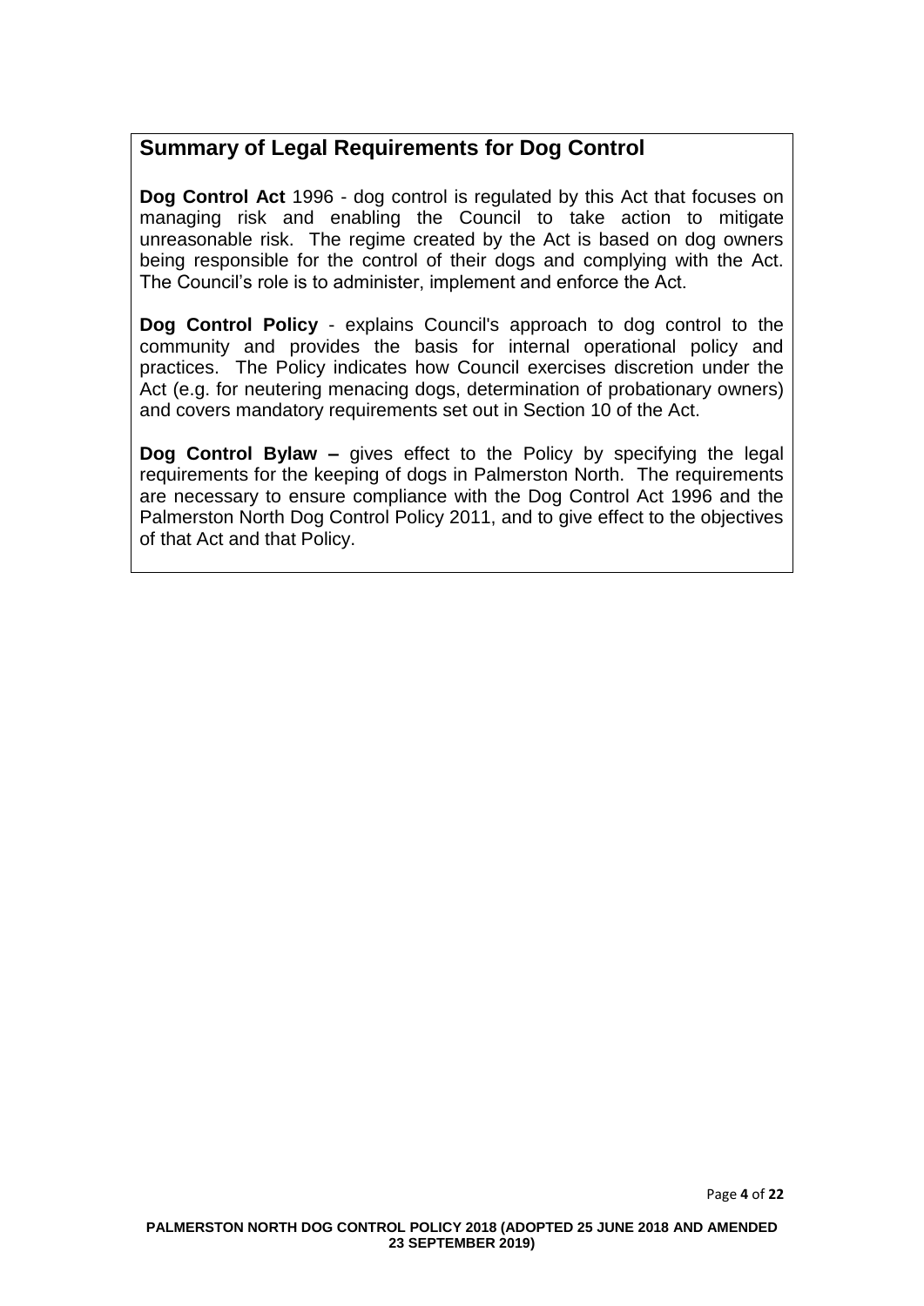## Summary of Legal Requirements for Dog Control

**Dog Control Act** 1996 - dog control is regulated by this Act that focuses on managing risk and enabling the Council to take action to mitigate unreasonable risk. The regime created by the Act is based on dog owners being responsible for the control of their dogs and complying with the Act. The Council's role is to administer, implement and enforce the Act.

**Dog Control Policy** - explains Council's approach to dog control to the community and provides the basis for internal operational policy and practices. The Policy indicates how Council exercises discretion under the Act (e.g. for neutering menacing dogs, determination of probationary owners) and covers mandatory requirements set out in Section 10 of the Act.

**Dog Control Bylaw –** gives effect to the Policy by specifying the legal requirements for the keeping of dogs in Palmerston North. The requirements are necessary to ensure compliance with the Dog Control Act 1996 and the Palmerston North Dog Control Policy 2011, and to give effect to the objectives of that Act and that Policy.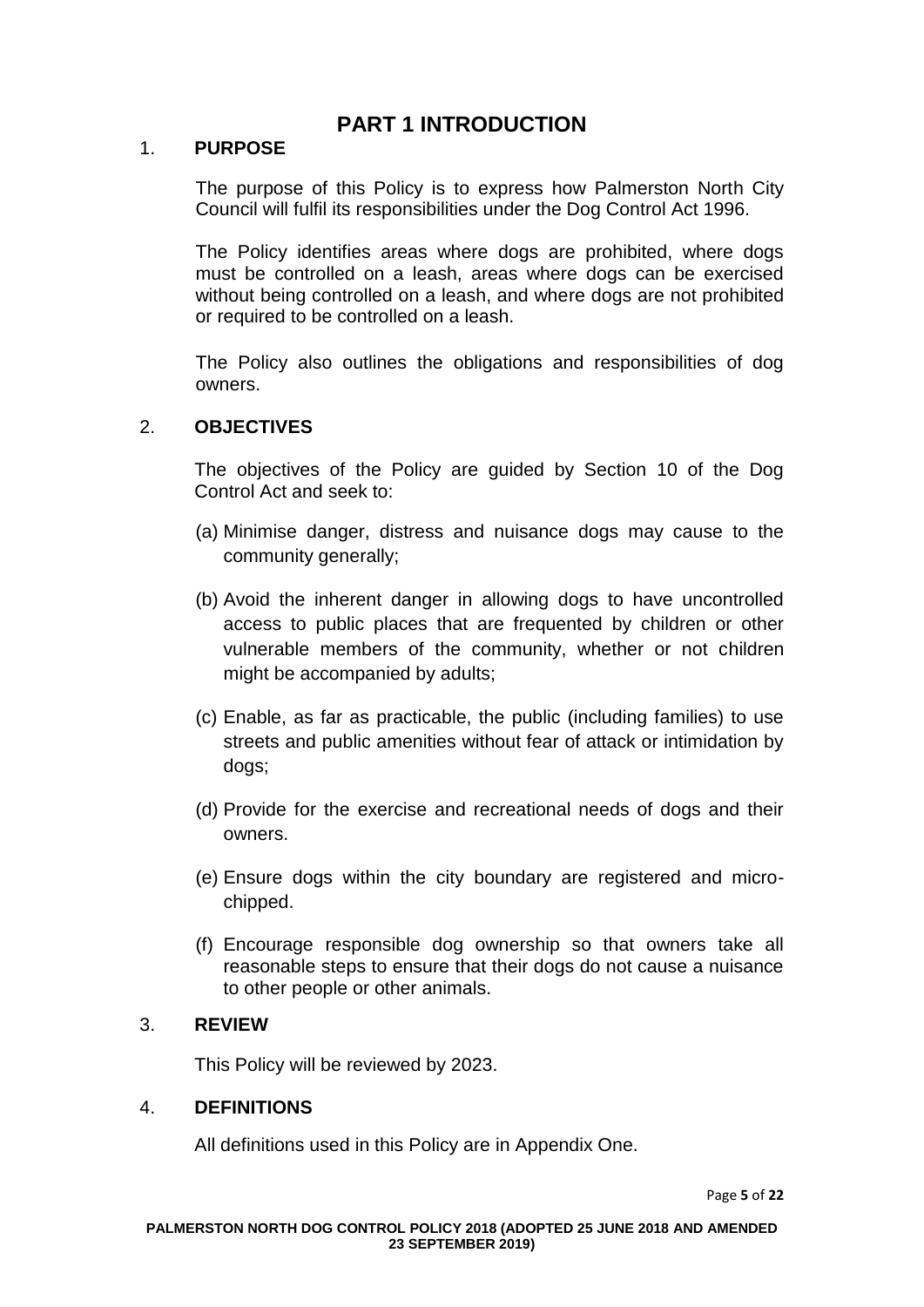# PART 1 INTRODUCTION

## 1. PURPOSE

The purpose of this Policy is to express how Palmerston North City Council will fulfil its responsibilities under the Dog Control Act 1996.

The Policy identifies areas where dogs are prohibited, where dogs must be controlled on a leash, areas where dogs can be exercised without being controlled on a leash, and where dogs are not prohibited or required to be controlled on a leash.

The Policy also outlines the obligations and responsibilities of dog owners.

## 2. OBJECTIVES

The objectives of the Policy are guided by Section 10 of the Dog Control Act and seek to:

(a) Minimise danger, distress and nuisance dogs may cause to the community generally;

(b) Avoid the inherent danger in allowing dogs to have uncontrolled access to public places that are frequented by children or other vulnerable members of the community, whether or not children might be accompanied by adults;

(c) Enable, as far as practicable, the public (including families) to use streets and public amenities without fear of attack or intimidation by dogs;

(d) Provide for the exercise and recreational needs of dogs and their owners.

(e) Ensure dogs within the city boundary are registered and micro-chipped.

(f) Encourage responsible dog ownership so that owners take all reasonable steps to ensure that their dogs do not cause a nuisance to other people or other animals.

## 3. REVIEW

This Policy will be reviewed by 2023.

## 4. DEFINITIONS

All definitions used in this Policy are in Appendix One.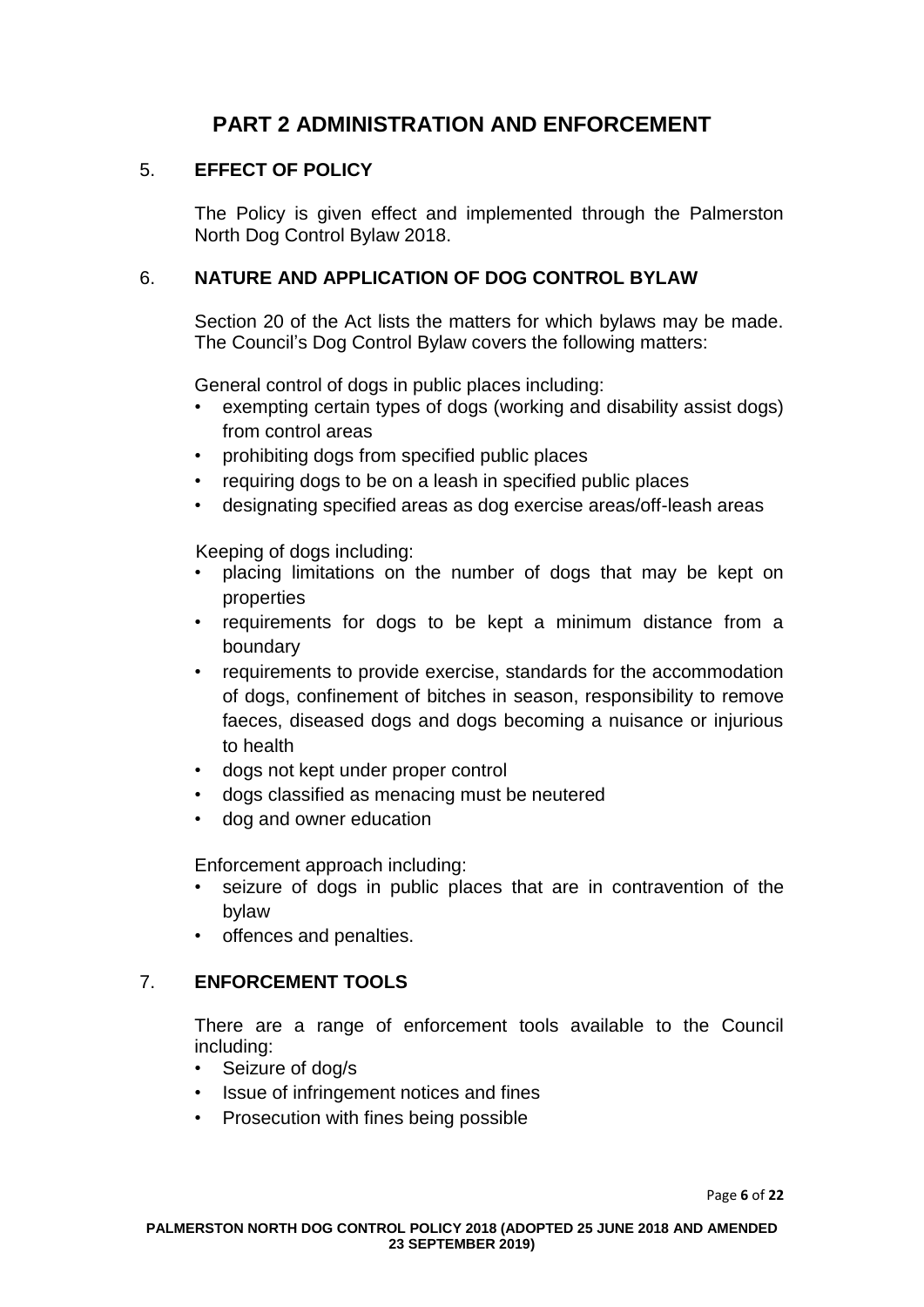# PART 2 ADMINISTRATION AND ENFORCEMENT

## 5. EFFECT OF POLICY

The Policy is given effect and implemented through the Palmerston North Dog Control Bylaw 2018.

## 6. NATURE AND APPLICATION OF DOG CONTROL BYLAW

Section 20 of the Act lists the matters for which bylaws may be made. The Council's Dog Control Bylaw covers the following matters:

General control of dogs in public places including:

- exempting certain types of dogs (working and disability assist dogs) from control areas
- prohibiting dogs from specified public places
- requiring dogs to be on a leash in specified public places
- designating specified areas as dog exercise areas/off-leash areas

Keeping of dogs including:

- placing limitations on the number of dogs that may be kept on properties
- requirements for dogs to be kept a minimum distance from a boundary
- requirements to provide exercise, standards for the accommodation of dogs, confinement of bitches in season, responsibility to remove faeces, diseased dogs and dogs becoming a nuisance or injurious to health
- dogs not kept under proper control
- dogs classified as menacing must be neutered
- dog and owner education

Enforcement approach including:

- seizure of dogs in public places that are in contravention of the bylaw
- offences and penalties.

## 7. ENFORCEMENT TOOLS

There are a range of enforcement tools available to the Council including:

- Seizure of dog/s
- Issue of infringement notices and fines
- Prosecution with fines being possible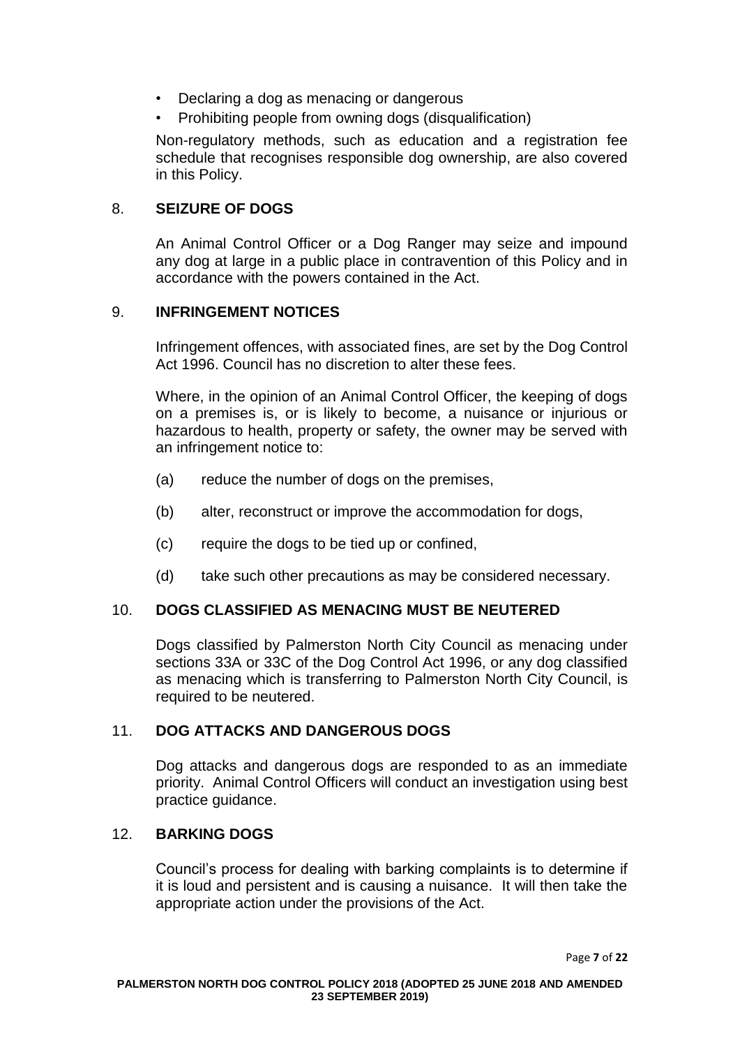- Declaring a dog as menacing or dangerous
- Prohibiting people from owning dogs (disqualification)

Non-regulatory methods, such as education and a registration fee schedule that recognises responsible dog ownership, are also covered in this Policy.

## 8. SEIZURE OF DOGS

An Animal Control Officer or a Dog Ranger may seize and impound any dog at large in a public place in contravention of this Policy and in accordance with the powers contained in the Act.

## 9. INFRINGEMENT NOTICES

Infringement offences, with associated fines, are set by the Dog Control Act 1996. Council has no discretion to alter these fees.

Where, in the opinion of an Animal Control Officer, the keeping of dogs on a premises is, or is likely to become, a nuisance or injurious or hazardous to health, property or safety, the owner may be served with an infringement notice to:

(a) reduce the number of dogs on the premises,

(b) alter, reconstruct or improve the accommodation for dogs,

(c) require the dogs to be tied up or confined,

(d) take such other precautions as may be considered necessary.

## 10. DOGS CLASSIFIED AS MENACING MUST BE NEUTERED

Dogs classified by Palmerston North City Council as menacing under sections 33A or 33C of the Dog Control Act 1996, or any dog classified as menacing which is transferring to Palmerston North City Council, is required to be neutered.

## 11. DOG ATTACKS AND DANGEROUS DOGS

Dog attacks and dangerous dogs are responded to as an immediate priority. Animal Control Officers will conduct an investigation using best practice guidance.

## 12. BARKING DOGS

Council's process for dealing with barking complaints is to determine if it is loud and persistent and is causing a nuisance. It will then take the appropriate action under the provisions of the Act.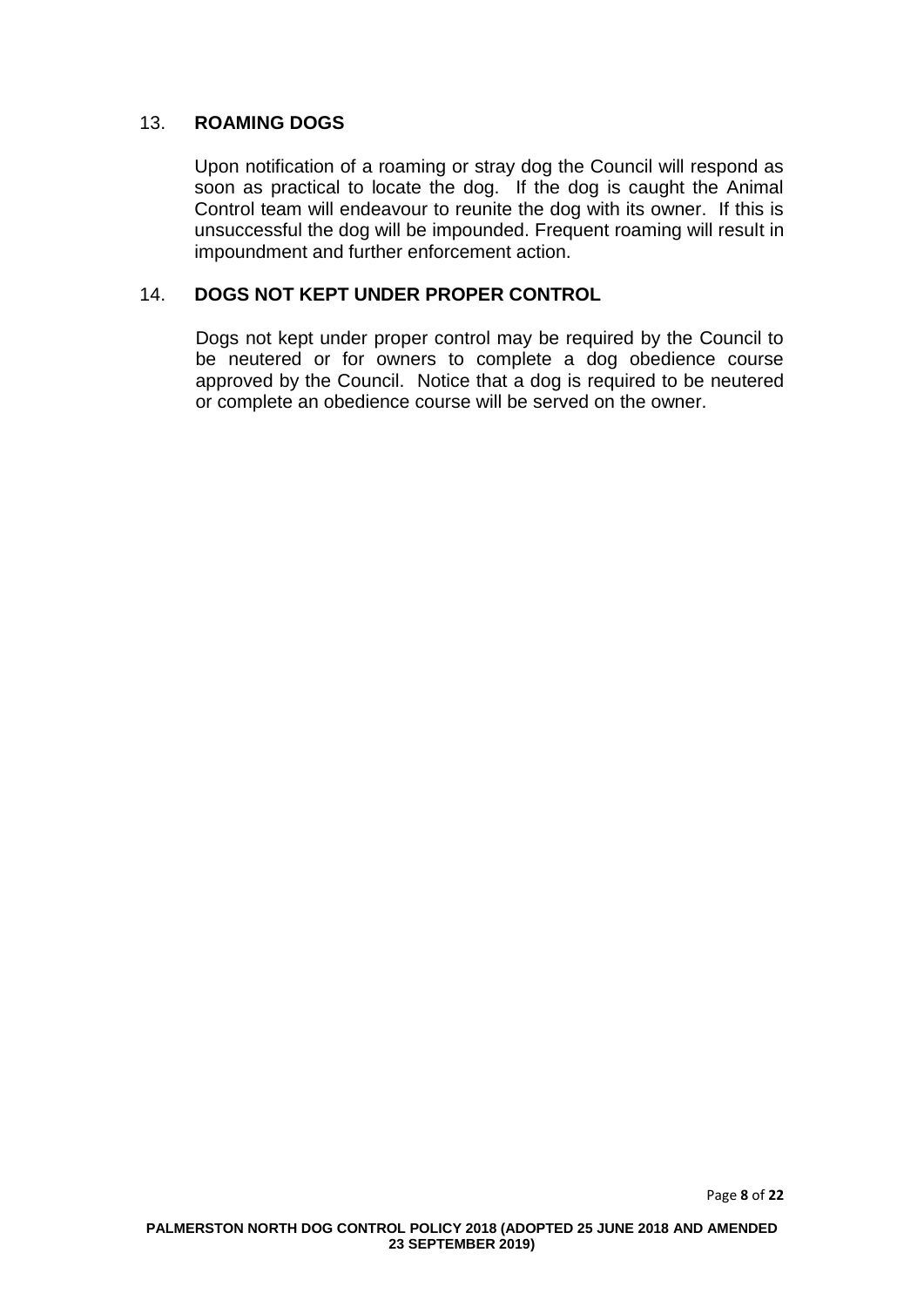## 13. ROAMING DOGS

Upon notification of a roaming or stray dog the Council will respond as soon as practical to locate the dog. If the dog is caught the Animal Control team will endeavour to reunite the dog with its owner. If this is unsuccessful the dog will be impounded. Frequent roaming will result in impoundment and further enforcement action.

## 14. DOGS NOT KEPT UNDER PROPER CONTROL

Dogs not kept under proper control may be required by the Council to be neutered or for owners to complete a dog obedience course approved by the Council. Notice that a dog is required to be neutered or complete an obedience course will be served on the owner.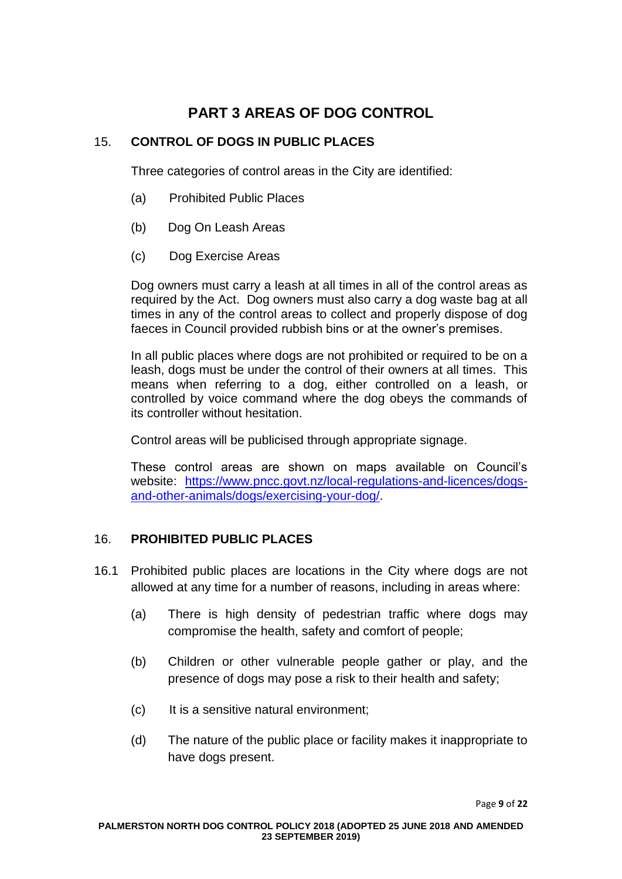# PART 3 AREAS OF DOG CONTROL

## 15. CONTROL OF DOGS IN PUBLIC PLACES

Three categories of control areas in the City are identified:

(a) Prohibited Public Places

(b) Dog On Leash Areas

(c) Dog Exercise Areas

Dog owners must carry a leash at all times in all of the control areas as required by the Act. Dog owners must also carry a dog waste bag at all times in any of the control areas to collect and properly dispose of dog faeces in Council provided rubbish bins or at the owner's premises.

In all public places where dogs are not prohibited or required to be on a leash, dogs must be under the control of their owners at all times. This means when referring to a dog, either controlled on a leash, or controlled by voice command where the dog obeys the commands of its controller without hesitation.

Control areas will be publicised through appropriate signage.

These control areas are shown on maps available on Council's website: [https://www.pncc.govt.nz/local-regulations-and-licences/dogs-and-other-animals/dogs/exercising-your-dog/](https://www.pncc.govt.nz/local-regulations-and-licences/dogs-and-other-animals/dogs/exercising-your-dog/).

## 16. PROHIBITED PUBLIC PLACES

16.1 Prohibited public places are locations in the City where dogs are not allowed at any time for a number of reasons, including in areas where:

(a) There is high density of pedestrian traffic where dogs may compromise the health, safety and comfort of people;

(b) Children or other vulnerable people gather or play, and the presence of dogs may pose a risk to their health and safety;

(c) It is a sensitive natural environment;

(d) The nature of the public place or facility makes it inappropriate to have dogs present.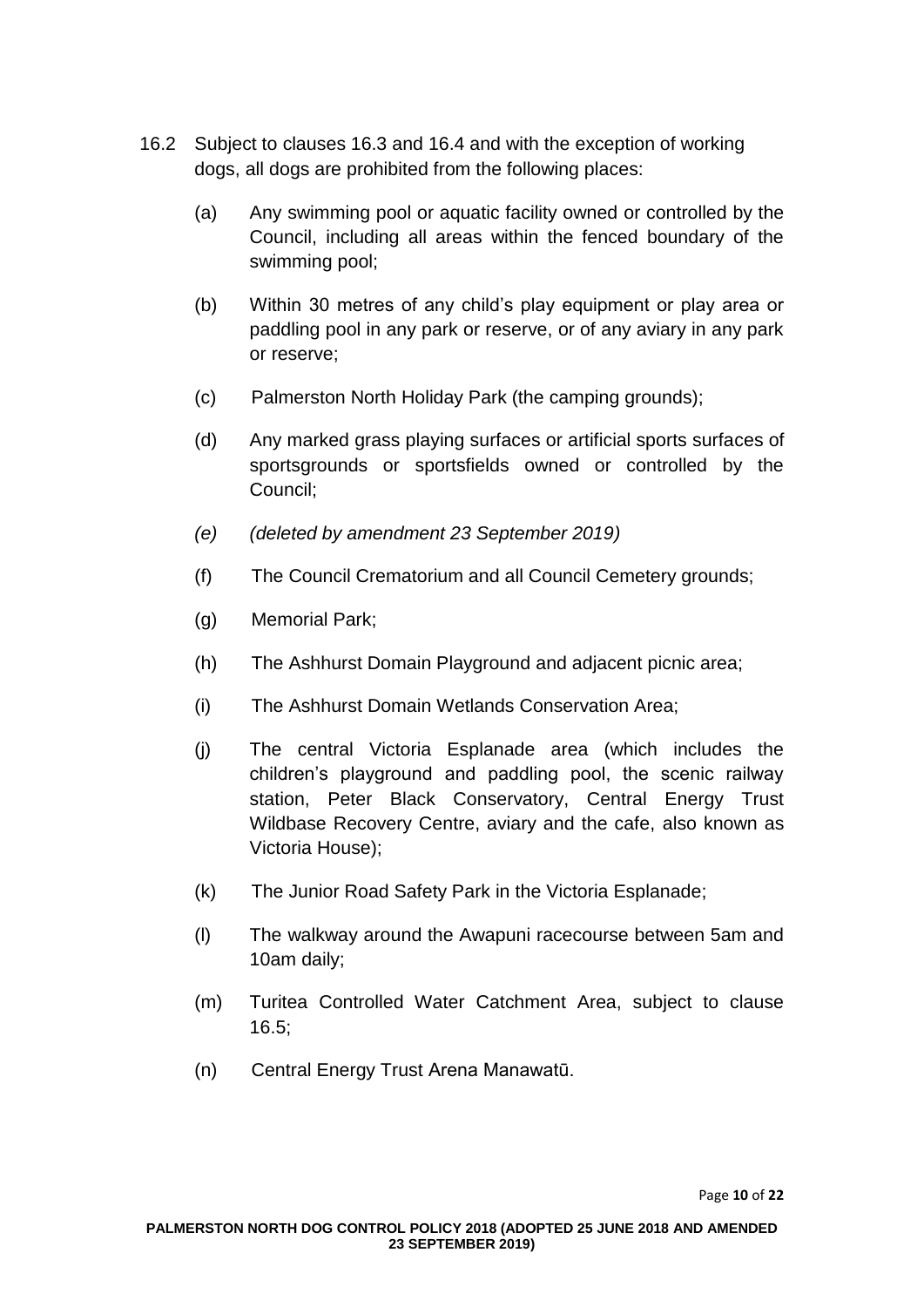16.2 Subject to clauses 16.3 and 16.4 and with the exception of working dogs, all dogs are prohibited from the following places:

(a) Any swimming pool or aquatic facility owned or controlled by the Council, including all areas within the fenced boundary of the swimming pool;

(b) Within 30 metres of any child's play equipment or play area or paddling pool in any park or reserve, or of any aviary in any park or reserve;

(c) Palmerston North Holiday Park (the camping grounds);

(d) Any marked grass playing surfaces or artificial sports surfaces of sportsgrounds or sportsfields owned or controlled by the Council;

*(e) (deleted by amendment 23 September 2019)*

(f) The Council Crematorium and all Council Cemetery grounds;

(g) Memorial Park;

(h) The Ashhurst Domain Playground and adjacent picnic area;

(i) The Ashhurst Domain Wetlands Conservation Area;

(j) The central Victoria Esplanade area (which includes the children's playground and paddling pool, the scenic railway station, Peter Black Conservatory, Central Energy Trust Wildbase Recovery Centre, aviary and the cafe, also known as Victoria House);

(k) The Junior Road Safety Park in the Victoria Esplanade;

(l) The walkway around the Awapuni racecourse between 5am and 10am daily;

(m) Turitea Controlled Water Catchment Area, subject to clause 16.5;

(n) Central Energy Trust Arena Manawatū.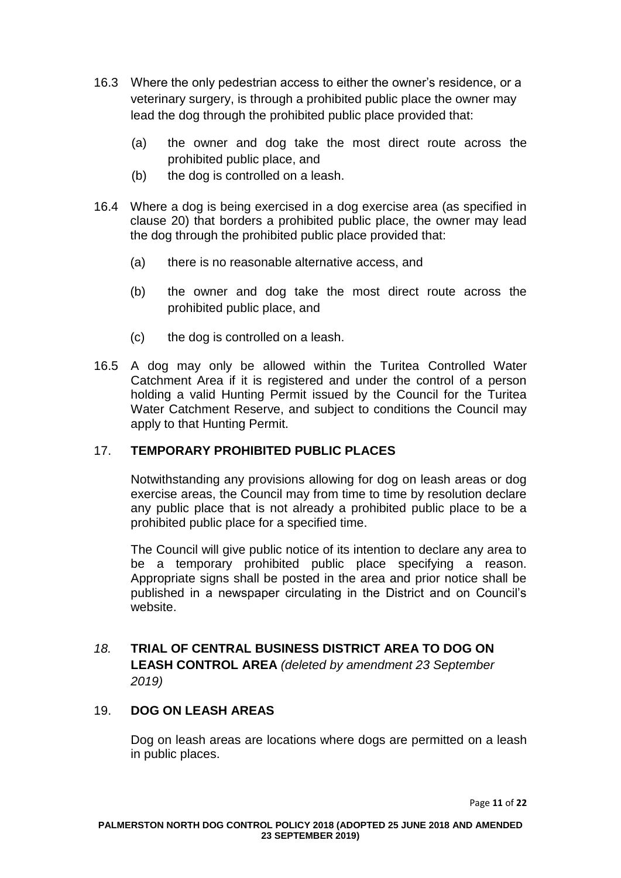16.3 Where the only pedestrian access to either the owner's residence, or a veterinary surgery, is through a prohibited public place the owner may lead the dog through the prohibited public place provided that:

   (a) the owner and dog take the most direct route across the prohibited public place, and
   (b) the dog is controlled on a leash.

16.4 Where a dog is being exercised in a dog exercise area (as specified in clause 20) that borders a prohibited public place, the owner may lead the dog through the prohibited public place provided that:

   (a) there is no reasonable alternative access, and

   (b) the owner and dog take the most direct route across the prohibited public place, and

   (c) the dog is controlled on a leash.

16.5 A dog may only be allowed within the Turitea Controlled Water Catchment Area if it is registered and under the control of a person holding a valid Hunting Permit issued by the Council for the Turitea Water Catchment Reserve, and subject to conditions the Council may apply to that Hunting Permit.

## 17. TEMPORARY PROHIBITED PUBLIC PLACES

Notwithstanding any provisions allowing for dog on leash areas or dog exercise areas, the Council may from time to time by resolution declare any public place that is not already a prohibited public place to be a prohibited public place for a specified time.

The Council will give public notice of its intention to declare any area to be a temporary prohibited public place specifying a reason. Appropriate signs shall be posted in the area and prior notice shall be published in a newspaper circulating in the District and on Council's website.

## *18.* TRIAL OF CENTRAL BUSINESS DISTRICT AREA TO DOG ON LEASH CONTROL AREA *(deleted by amendment 23 September 2019)*

## 19. DOG ON LEASH AREAS

Dog on leash areas are locations where dogs are permitted on a leash in public places.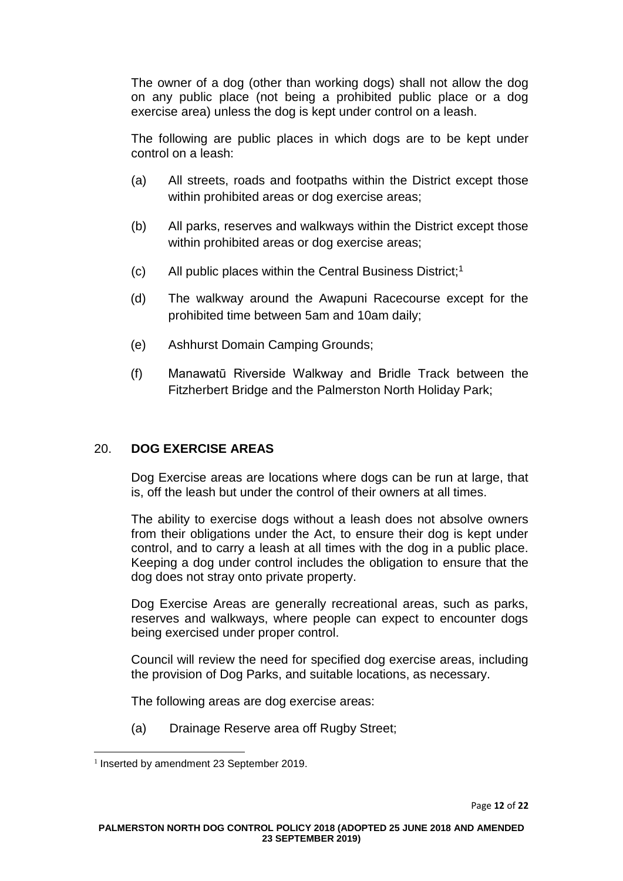The owner of a dog (other than working dogs) shall not allow the dog on any public place (not being a prohibited public place or a dog exercise area) unless the dog is kept under control on a leash.

The following are public places in which dogs are to be kept under control on a leash:

(a) All streets, roads and footpaths within the District except those within prohibited areas or dog exercise areas;

(b) All parks, reserves and walkways within the District except those within prohibited areas or dog exercise areas;

(c) All public places within the Central Business District;[1]

(d) The walkway around the Awapuni Racecourse except for the prohibited time between 5am and 10am daily;

(e) Ashhurst Domain Camping Grounds;

(f) Manawatū Riverside Walkway and Bridle Track between the Fitzherbert Bridge and the Palmerston North Holiday Park;

## 20. DOG EXERCISE AREAS

Dog Exercise areas are locations where dogs can be run at large, that is, off the leash but under the control of their owners at all times.

The ability to exercise dogs without a leash does not absolve owners from their obligations under the Act, to ensure their dog is kept under control, and to carry a leash at all times with the dog in a public place. Keeping a dog under control includes the obligation to ensure that the dog does not stray onto private property.

Dog Exercise Areas are generally recreational areas, such as parks, reserves and walkways, where people can expect to encounter dogs being exercised under proper control.

Council will review the need for specified dog exercise areas, including the provision of Dog Parks, and suitable locations, as necessary.

The following areas are dog exercise areas:

(a) Drainage Reserve area off Rugby Street;

---

[1] Inserted by amendment 23 September 2019.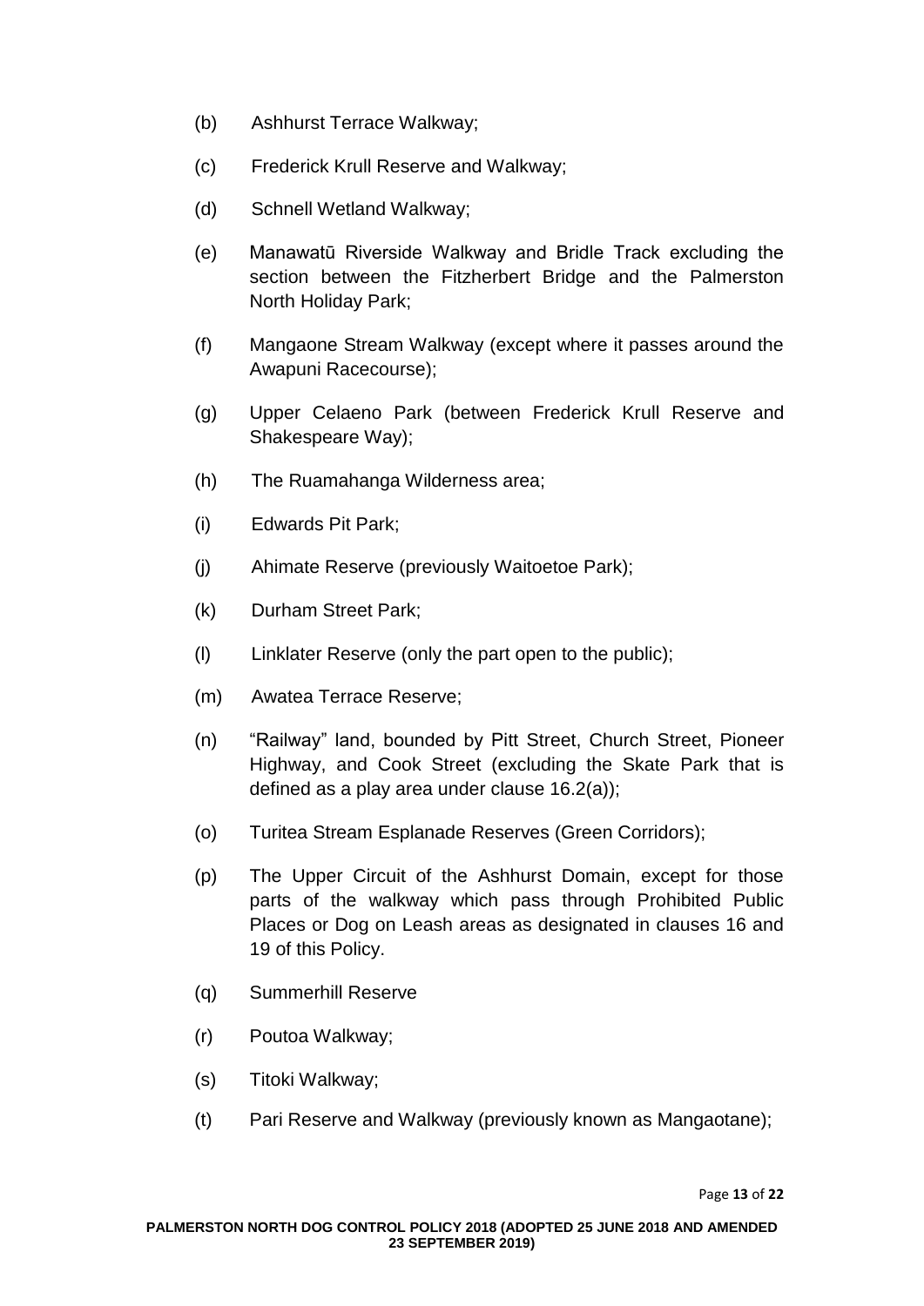(b) Ashhurst Terrace Walkway;

(c) Frederick Krull Reserve and Walkway;

(d) Schnell Wetland Walkway;

(e) Manawatū Riverside Walkway and Bridle Track excluding the section between the Fitzherbert Bridge and the Palmerston North Holiday Park;

(f) Mangaone Stream Walkway (except where it passes around the Awapuni Racecourse);

(g) Upper Celaeno Park (between Frederick Krull Reserve and Shakespeare Way);

(h) The Ruamahanga Wilderness area;

(i) Edwards Pit Park;

(j) Ahimate Reserve (previously Waitoetoe Park);

(k) Durham Street Park;

(l) Linklater Reserve (only the part open to the public);

(m) Awatea Terrace Reserve;

(n) "Railway" land, bounded by Pitt Street, Church Street, Pioneer Highway, and Cook Street (excluding the Skate Park that is defined as a play area under clause 16.2(a));

(o) Turitea Stream Esplanade Reserves (Green Corridors);

(p) The Upper Circuit of the Ashhurst Domain, except for those parts of the walkway which pass through Prohibited Public Places or Dog on Leash areas as designated in clauses 16 and 19 of this Policy.

(q) Summerhill Reserve

(r) Poutoa Walkway;

(s) Titoki Walkway;

(t) Pari Reserve and Walkway (previously known as Mangaotane);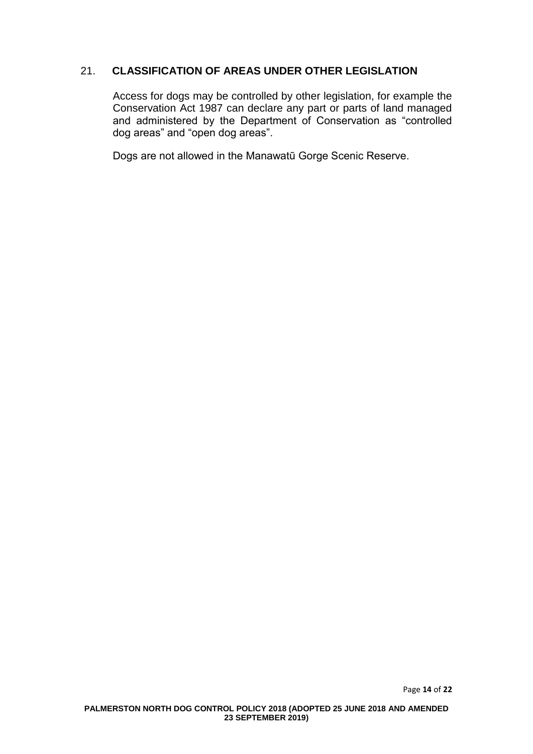## 21. CLASSIFICATION OF AREAS UNDER OTHER LEGISLATION

Access for dogs may be controlled by other legislation, for example the Conservation Act 1987 can declare any part or parts of land managed and administered by the Department of Conservation as "controlled dog areas" and "open dog areas".

Dogs are not allowed in the Manawatū Gorge Scenic Reserve.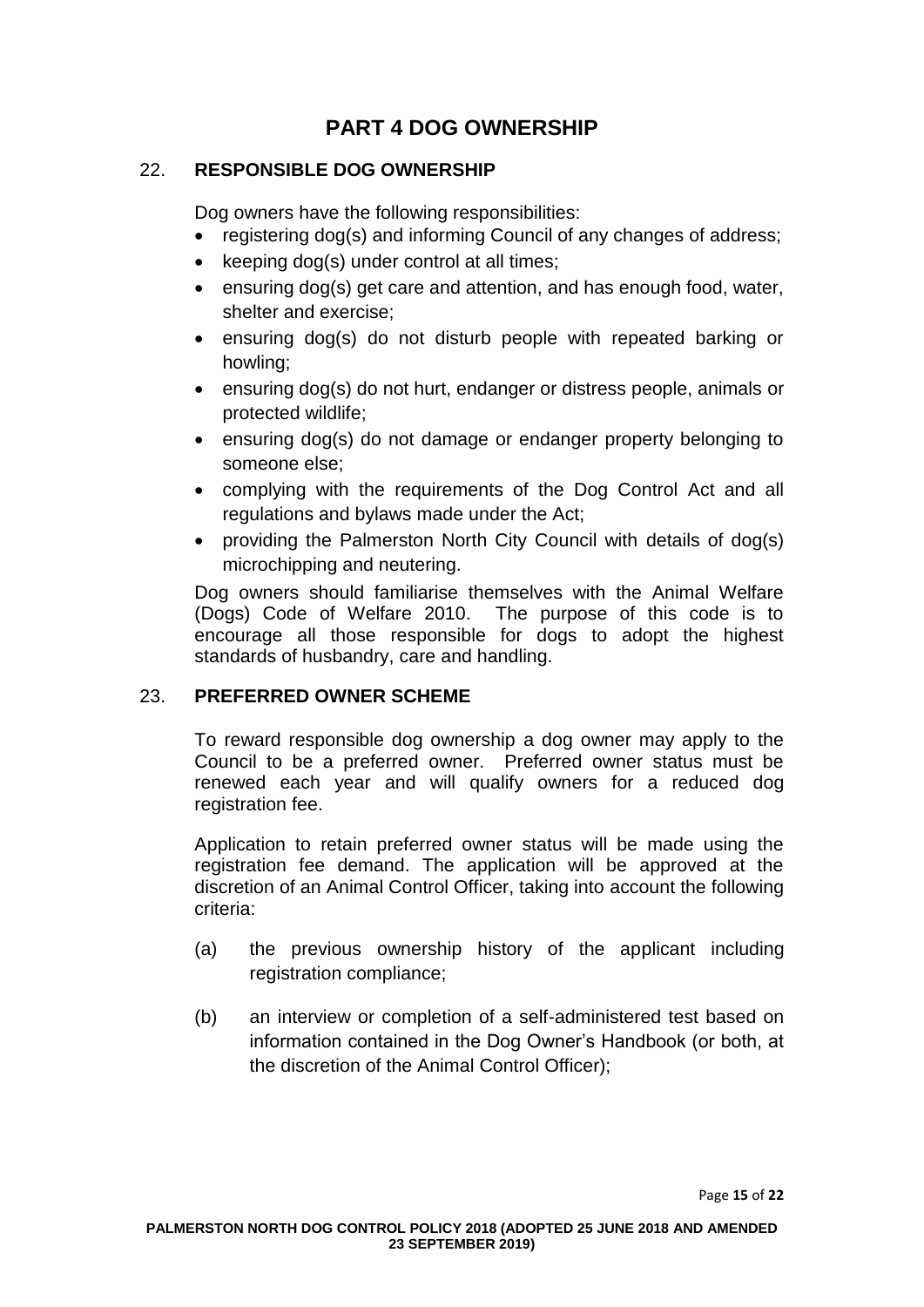# PART 4 DOG OWNERSHIP

## 22. RESPONSIBLE DOG OWNERSHIP

Dog owners have the following responsibilities:

- registering dog(s) and informing Council of any changes of address;
- keeping dog(s) under control at all times;
- ensuring dog(s) get care and attention, and has enough food, water, shelter and exercise;
- ensuring dog(s) do not disturb people with repeated barking or howling;
- ensuring dog(s) do not hurt, endanger or distress people, animals or protected wildlife;
- ensuring dog(s) do not damage or endanger property belonging to someone else;
- complying with the requirements of the Dog Control Act and all regulations and bylaws made under the Act;
- providing the Palmerston North City Council with details of dog(s) microchipping and neutering.

Dog owners should familiarise themselves with the Animal Welfare (Dogs) Code of Welfare 2010. The purpose of this code is to encourage all those responsible for dogs to adopt the highest standards of husbandry, care and handling.

## 23. PREFERRED OWNER SCHEME

To reward responsible dog ownership a dog owner may apply to the Council to be a preferred owner. Preferred owner status must be renewed each year and will qualify owners for a reduced dog registration fee.

Application to retain preferred owner status will be made using the registration fee demand. The application will be approved at the discretion of an Animal Control Officer, taking into account the following criteria:

(a) the previous ownership history of the applicant including registration compliance;

(b) an interview or completion of a self-administered test based on information contained in the Dog Owner's Handbook (or both, at the discretion of the Animal Control Officer);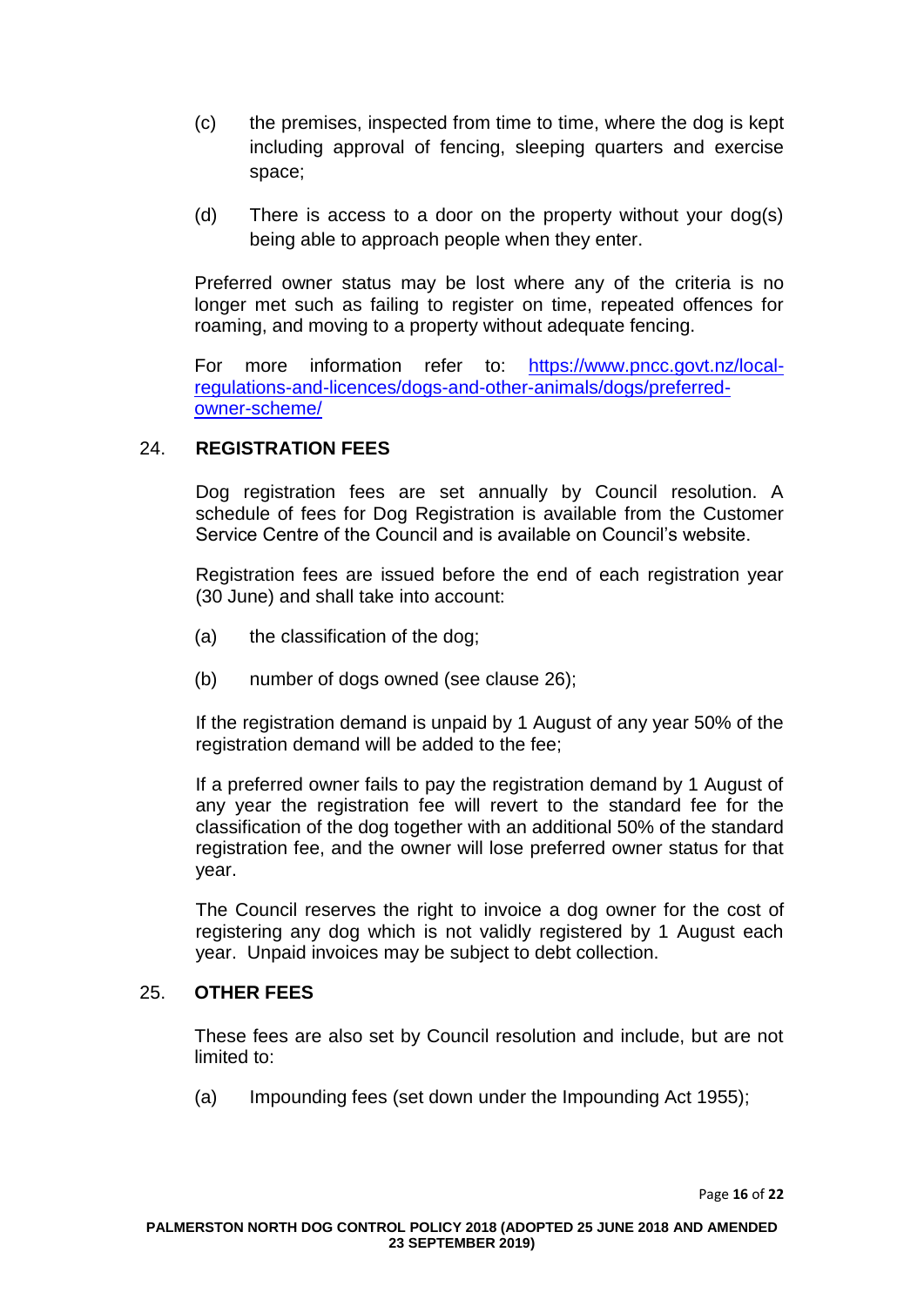(c) the premises, inspected from time to time, where the dog is kept including approval of fencing, sleeping quarters and exercise space;

(d) There is access to a door on the property without your dog(s) being able to approach people when they enter.

Preferred owner status may be lost where any of the criteria is no longer met such as failing to register on time, repeated offences for roaming, and moving to a property without adequate fencing.

For more information refer to: [https://www.pncc.govt.nz/local-regulations-and-licences/dogs-and-other-animals/dogs/preferred-owner-scheme/](https://www.pncc.govt.nz/local-regulations-and-licences/dogs-and-other-animals/dogs/preferred-owner-scheme/)

## 24. REGISTRATION FEES

Dog registration fees are set annually by Council resolution. A schedule of fees for Dog Registration is available from the Customer Service Centre of the Council and is available on Council's website.

Registration fees are issued before the end of each registration year (30 June) and shall take into account:

(a) the classification of the dog;

(b) number of dogs owned (see clause 26);

If the registration demand is unpaid by 1 August of any year 50% of the registration demand will be added to the fee;

If a preferred owner fails to pay the registration demand by 1 August of any year the registration fee will revert to the standard fee for the classification of the dog together with an additional 50% of the standard registration fee, and the owner will lose preferred owner status for that year.

The Council reserves the right to invoice a dog owner for the cost of registering any dog which is not validly registered by 1 August each year. Unpaid invoices may be subject to debt collection.

## 25. OTHER FEES

These fees are also set by Council resolution and include, but are not limited to:

(a) Impounding fees (set down under the Impounding Act 1955);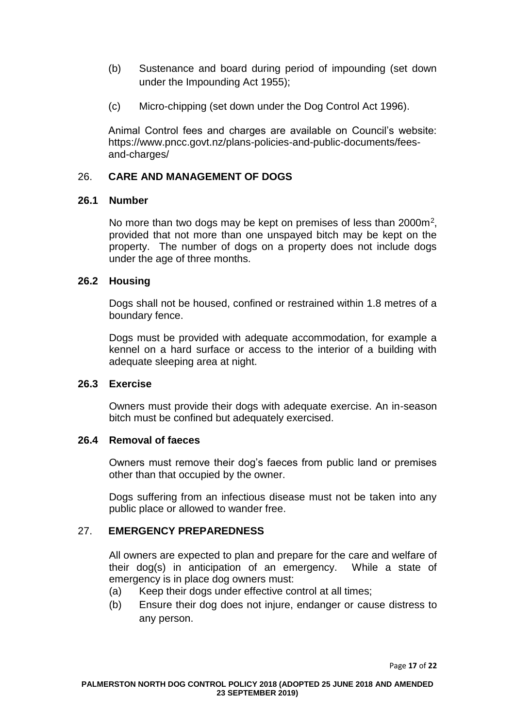(b) Sustenance and board during period of impounding (set down under the Impounding Act 1955);

(c) Micro-chipping (set down under the Dog Control Act 1996).

Animal Control fees and charges are available on Council's website: https://www.pncc.govt.nz/plans-policies-and-public-documents/fees-and-charges/

## 26. CARE AND MANAGEMENT OF DOGS

### 26.1 Number

No more than two dogs may be kept on premises of less than 2000m$^2$, provided that not more than one unspayed bitch may be kept on the property. The number of dogs on a property does not include dogs under the age of three months.

### 26.2 Housing

Dogs shall not be housed, confined or restrained within 1.8 metres of a boundary fence.

Dogs must be provided with adequate accommodation, for example a kennel on a hard surface or access to the interior of a building with adequate sleeping area at night.

### 26.3 Exercise

Owners must provide their dogs with adequate exercise. An in-season bitch must be confined but adequately exercised.

### 26.4 Removal of faeces

Owners must remove their dog's faeces from public land or premises other than that occupied by the owner.

Dogs suffering from an infectious disease must not be taken into any public place or allowed to wander free.

## 27. EMERGENCY PREPAREDNESS

All owners are expected to plan and prepare for the care and welfare of their dog(s) in anticipation of an emergency. While a state of emergency is in place dog owners must:

(a) Keep their dogs under effective control at all times;

(b) Ensure their dog does not injure, endanger or cause distress to any person.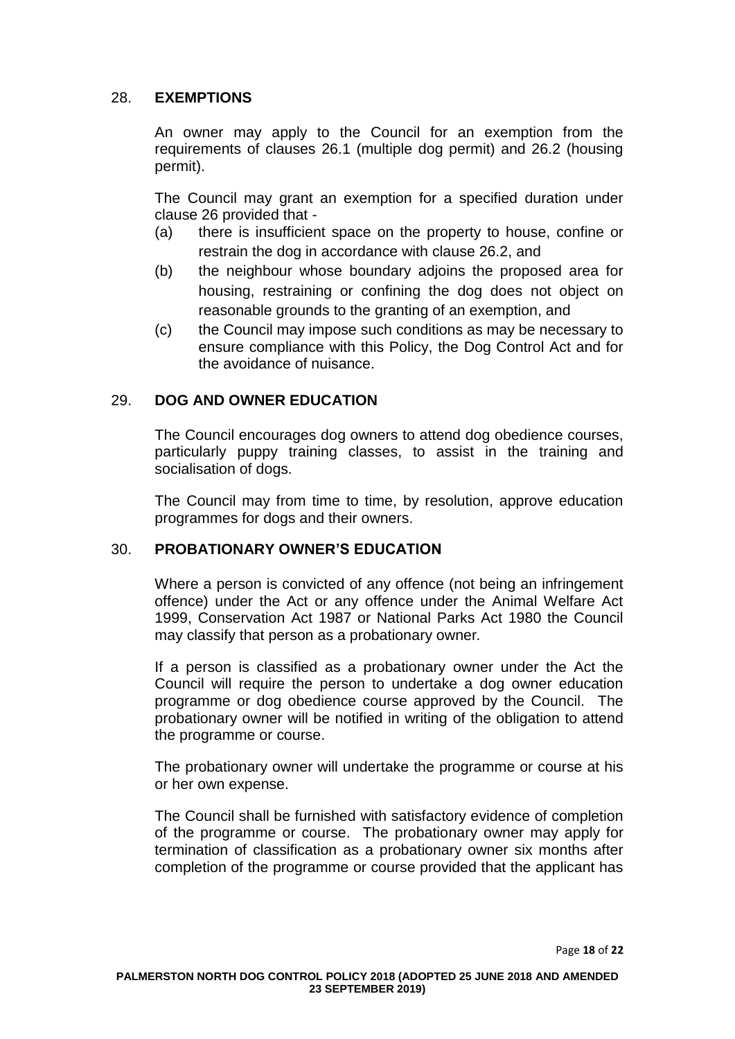## 28. EXEMPTIONS

An owner may apply to the Council for an exemption from the requirements of clauses 26.1 (multiple dog permit) and 26.2 (housing permit).

The Council may grant an exemption for a specified duration under clause 26 provided that -

(a) there is insufficient space on the property to house, confine or restrain the dog in accordance with clause 26.2, and

(b) the neighbour whose boundary adjoins the proposed area for housing, restraining or confining the dog does not object on reasonable grounds to the granting of an exemption, and

(c) the Council may impose such conditions as may be necessary to ensure compliance with this Policy, the Dog Control Act and for the avoidance of nuisance.

## 29. DOG AND OWNER EDUCATION

The Council encourages dog owners to attend dog obedience courses, particularly puppy training classes, to assist in the training and socialisation of dogs.

The Council may from time to time, by resolution, approve education programmes for dogs and their owners.

## 30. PROBATIONARY OWNER'S EDUCATION

Where a person is convicted of any offence (not being an infringement offence) under the Act or any offence under the Animal Welfare Act 1999, Conservation Act 1987 or National Parks Act 1980 the Council may classify that person as a probationary owner*.*

If a person is classified as a probationary owner under the Act the Council will require the person to undertake a dog owner education programme or dog obedience course approved by the Council. The probationary owner will be notified in writing of the obligation to attend the programme or course.

The probationary owner will undertake the programme or course at his or her own expense.

The Council shall be furnished with satisfactory evidence of completion of the programme or course. The probationary owner may apply for termination of classification as a probationary owner six months after completion of the programme or course provided that the applicant has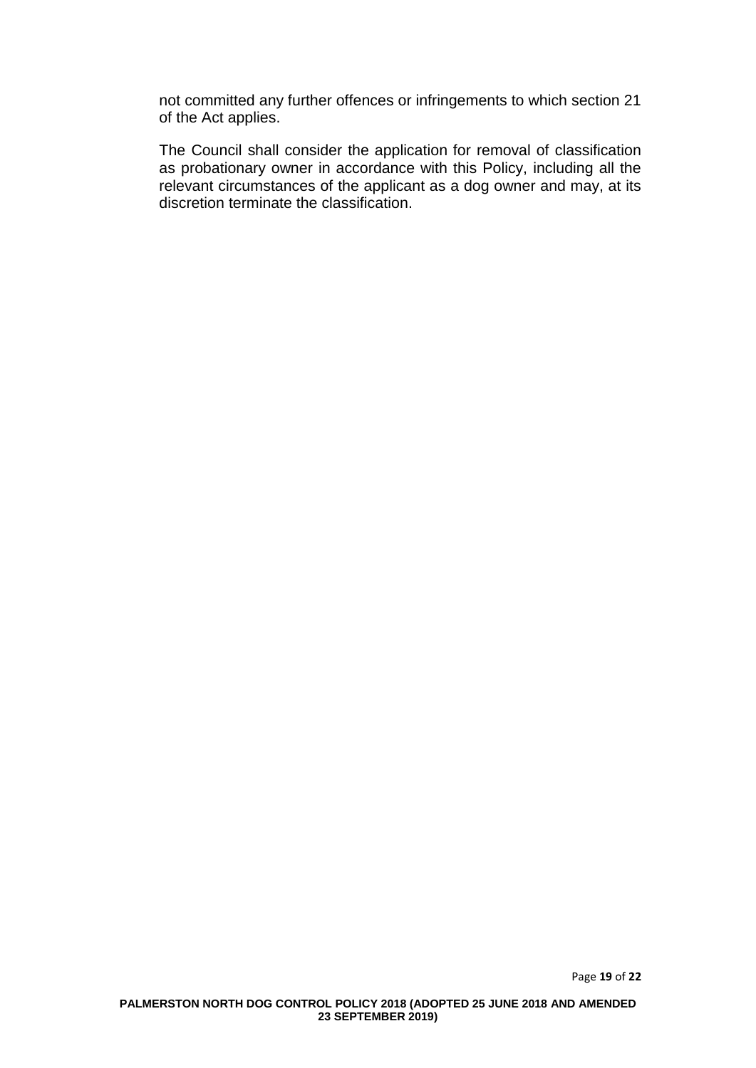not committed any further offences or infringements to which section 21 of the Act applies.

The Council shall consider the application for removal of classification as probationary owner in accordance with this Policy, including all the relevant circumstances of the applicant as a dog owner and may, at its discretion terminate the classification.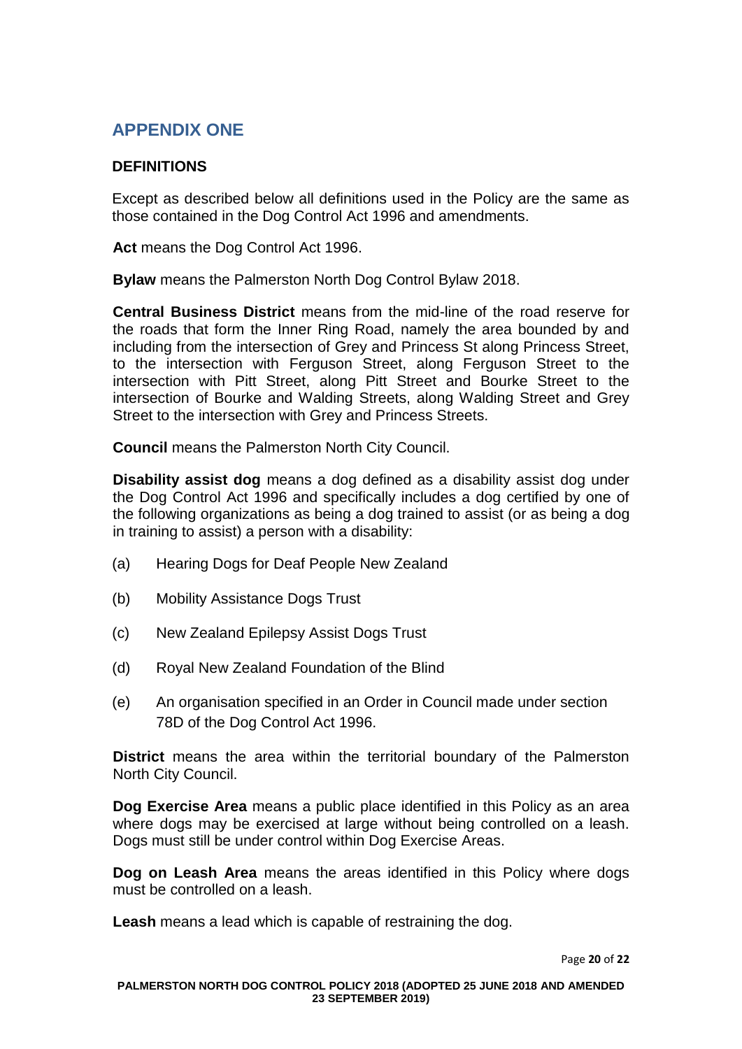# APPENDIX ONE

## DEFINITIONS

Except as described below all definitions used in the Policy are the same as those contained in the Dog Control Act 1996 and amendments.

**Act** means the Dog Control Act 1996.

**Bylaw** means the Palmerston North Dog Control Bylaw 2018.

**Central Business District** means from the mid-line of the road reserve for the roads that form the Inner Ring Road, namely the area bounded by and including from the intersection of Grey and Princess St along Princess Street, to the intersection with Ferguson Street, along Ferguson Street to the intersection with Pitt Street, along Pitt Street and Bourke Street to the intersection of Bourke and Walding Streets, along Walding Street and Grey Street to the intersection with Grey and Princess Streets.

**Council** means the Palmerston North City Council.

**Disability assist dog** means a dog defined as a disability assist dog under the Dog Control Act 1996 and specifically includes a dog certified by one of the following organizations as being a dog trained to assist (or as being a dog in training to assist) a person with a disability:

(a) Hearing Dogs for Deaf People New Zealand

(b) Mobility Assistance Dogs Trust

(c) New Zealand Epilepsy Assist Dogs Trust

(d) Royal New Zealand Foundation of the Blind

(e) An organisation specified in an Order in Council made under section 78D of the Dog Control Act 1996.

**District** means the area within the territorial boundary of the Palmerston North City Council.

**Dog Exercise Area** means a public place identified in this Policy as an area where dogs may be exercised at large without being controlled on a leash. Dogs must still be under control within Dog Exercise Areas.

**Dog on Leash Area** means the areas identified in this Policy where dogs must be controlled on a leash.

**Leash** means a lead which is capable of restraining the dog.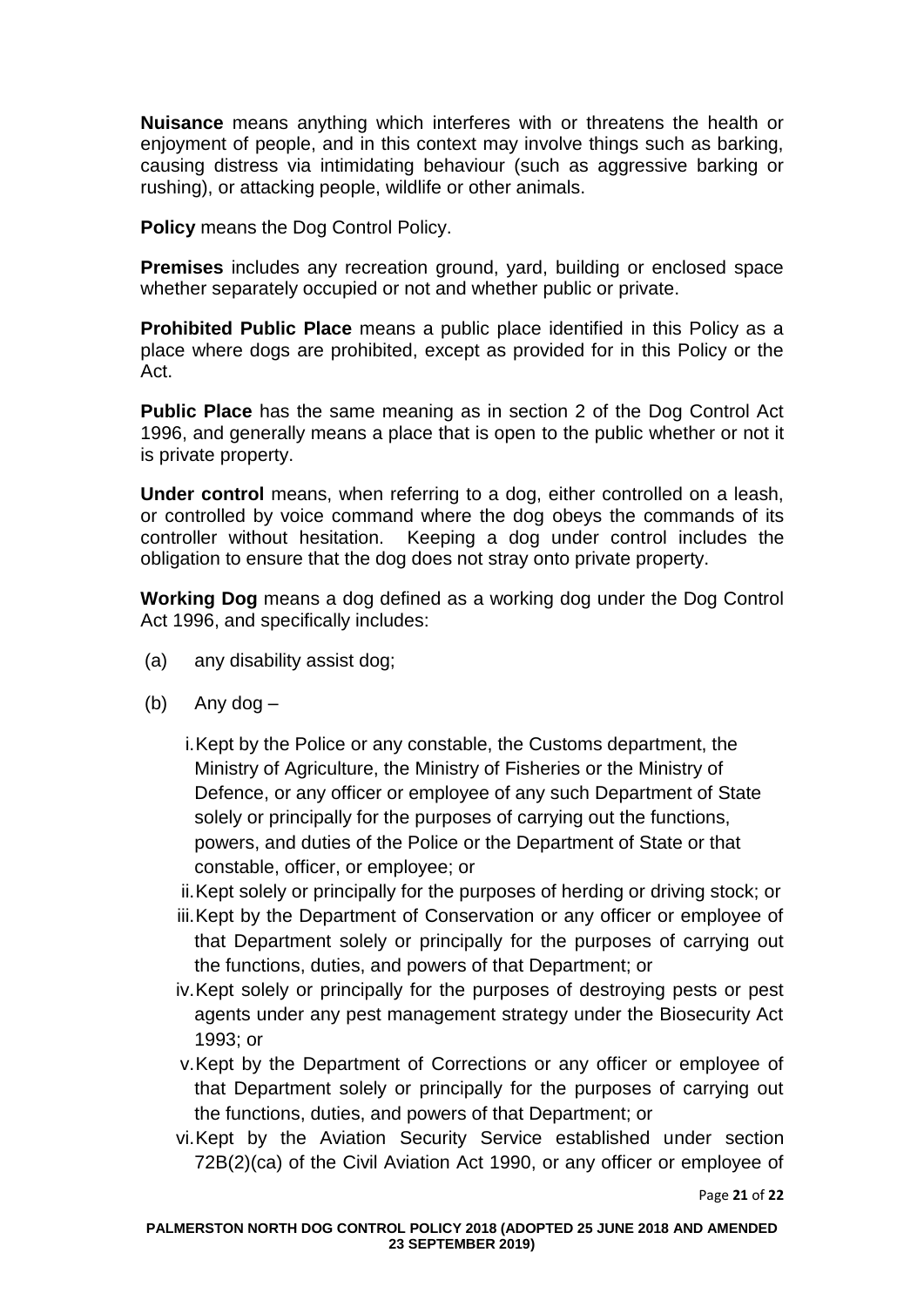**Nuisance** means anything which interferes with or threatens the health or enjoyment of people, and in this context may involve things such as barking, causing distress via intimidating behaviour (such as aggressive barking or rushing), or attacking people, wildlife or other animals.

**Policy** means the Dog Control Policy.

**Premises** includes any recreation ground, yard, building or enclosed space whether separately occupied or not and whether public or private.

**Prohibited Public Place** means a public place identified in this Policy as a place where dogs are prohibited, except as provided for in this Policy or the Act.

**Public Place** has the same meaning as in section 2 of the Dog Control Act 1996, and generally means a place that is open to the public whether or not it is private property.

**Under control** means, when referring to a dog, either controlled on a leash, or controlled by voice command where the dog obeys the commands of its controller without hesitation. Keeping a dog under control includes the obligation to ensure that the dog does not stray onto private property.

**Working Dog** means a dog defined as a working dog under the Dog Control Act 1996, and specifically includes:

(a) any disability assist dog;

(b) Any dog –

 i. Kept by the Police or any constable, the Customs department, the Ministry of Agriculture, the Ministry of Fisheries or the Ministry of Defence, or any officer or employee of any such Department of State solely or principally for the purposes of carrying out the functions, powers, and duties of the Police or the Department of State or that constable, officer, or employee; or
 ii. Kept solely or principally for the purposes of herding or driving stock; or
 iii. Kept by the Department of Conservation or any officer or employee of that Department solely or principally for the purposes of carrying out the functions, duties, and powers of that Department; or
 iv. Kept solely or principally for the purposes of destroying pests or pest agents under any pest management strategy under the Biosecurity Act 1993; or
 v. Kept by the Department of Corrections or any officer or employee of that Department solely or principally for the purposes of carrying out the functions, duties, and powers of that Department; or
 vi. Kept by the Aviation Security Service established under section 72B(2)(ca) of the Civil Aviation Act 1990, or any officer or employee of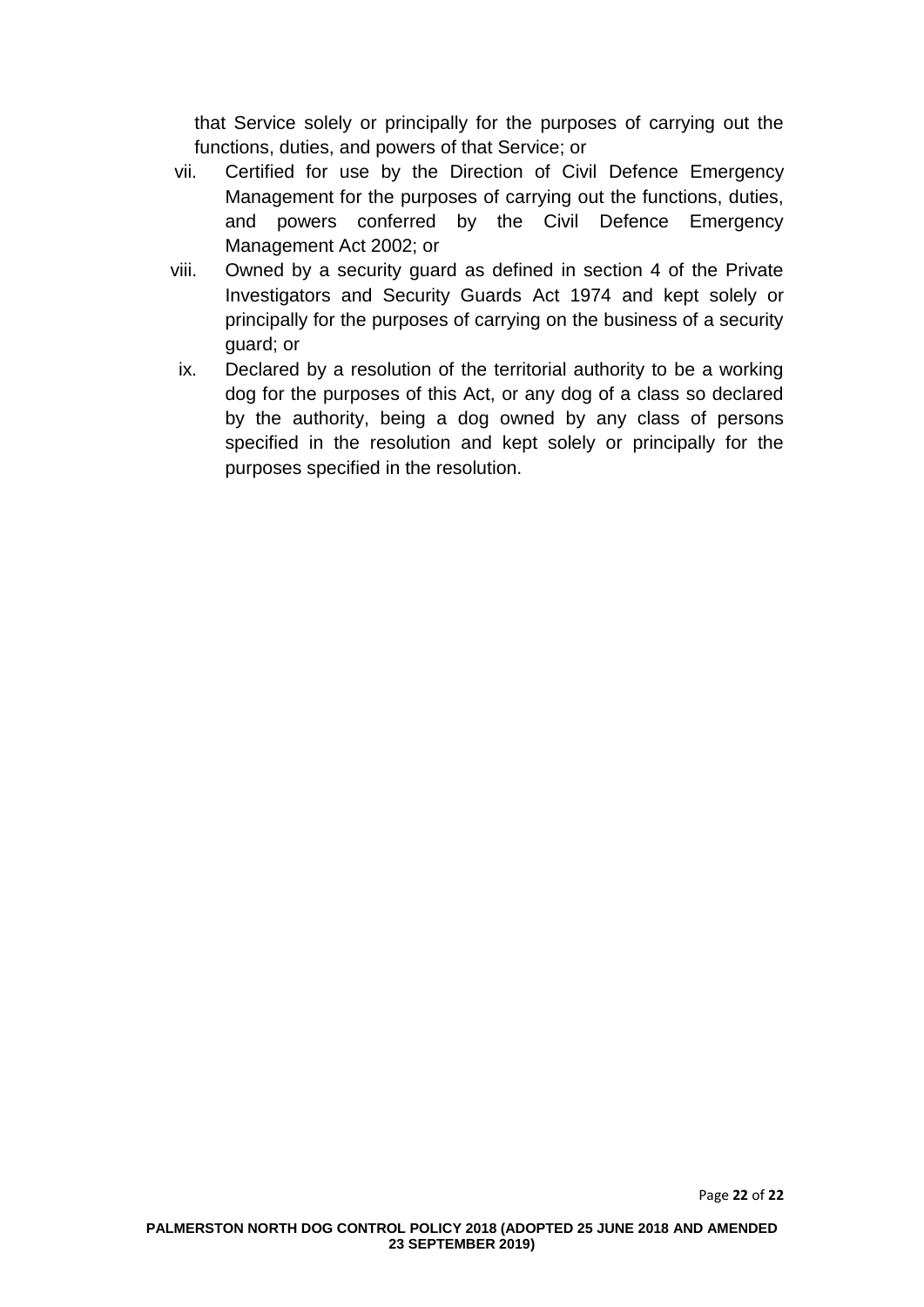that Service solely or principally for the purposes of carrying out the functions, duties, and powers of that Service; or

vii. Certified for use by the Direction of Civil Defence Emergency Management for the purposes of carrying out the functions, duties, and powers conferred by the Civil Defence Emergency Management Act 2002; or

viii. Owned by a security guard as defined in section 4 of the Private Investigators and Security Guards Act 1974 and kept solely or principally for the purposes of carrying on the business of a security guard; or

ix. Declared by a resolution of the territorial authority to be a working dog for the purposes of this Act, or any dog of a class so declared by the authority, being a dog owned by any class of persons specified in the resolution and kept solely or principally for the purposes specified in the resolution.